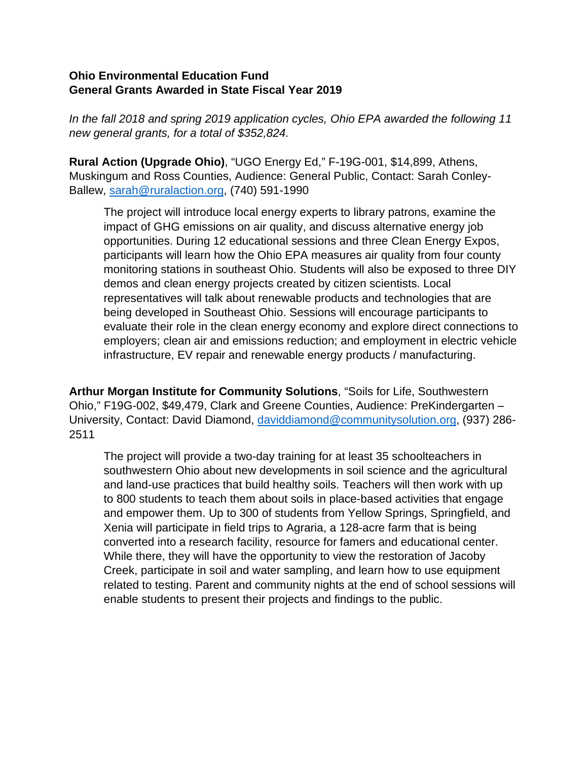**Ohio Environmental Education Fund**
**General Grants Awarded in State Fiscal Year 2019**

*In the fall 2018 and spring 2019 application cycles, Ohio EPA awarded the following 11 new general grants, for a total of $352,824.*

**Rural Action (Upgrade Ohio)**, "UGO Energy Ed," F-19G-001, $14,899, Athens, Muskingum and Ross Counties, Audience: General Public, Contact: Sarah Conley-Ballew, sarah@ruralaction.org, (740) 591-1990

> The project will introduce local energy experts to library patrons, examine the impact of GHG emissions on air quality, and discuss alternative energy job opportunities. During 12 educational sessions and three Clean Energy Expos, participants will learn how the Ohio EPA measures air quality from four county monitoring stations in southeast Ohio. Students will also be exposed to three DIY demos and clean energy projects created by citizen scientists. Local representatives will talk about renewable products and technologies that are being developed in Southeast Ohio. Sessions will encourage participants to evaluate their role in the clean energy economy and explore direct connections to employers; clean air and emissions reduction; and employment in electric vehicle infrastructure, EV repair and renewable energy products / manufacturing.

**Arthur Morgan Institute for Community Solutions**, "Soils for Life, Southwestern Ohio," F19G-002, $49,479, Clark and Greene Counties, Audience: PreKindergarten – University, Contact: David Diamond, daviddiamond@communitysolution.org, (937) 286-2511

> The project will provide a two-day training for at least 35 schoolteachers in southwestern Ohio about new developments in soil science and the agricultural and land-use practices that build healthy soils. Teachers will then work with up to 800 students to teach them about soils in place-based activities that engage and empower them. Up to 300 of students from Yellow Springs, Springfield, and Xenia will participate in field trips to Agraria, a 128-acre farm that is being converted into a research facility, resource for famers and educational center. While there, they will have the opportunity to view the restoration of Jacoby Creek, participate in soil and water sampling, and learn how to use equipment related to testing. Parent and community nights at the end of school sessions will enable students to present their projects and findings to the public.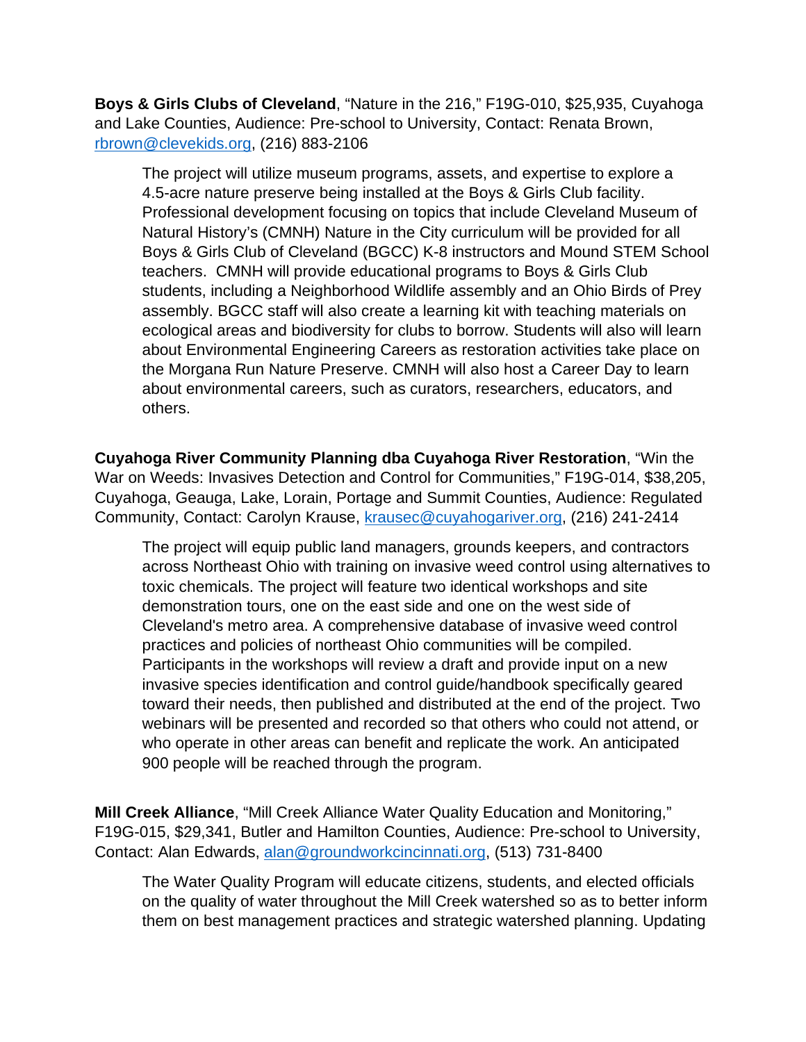**Boys & Girls Clubs of Cleveland**, “Nature in the 216,” F19G-010, $25,935, Cuyahoga and Lake Counties, Audience: Pre-school to University, Contact: Renata Brown, rbrown@clevekids.org, (216) 883-2106

> The project will utilize museum programs, assets, and expertise to explore a 4.5-acre nature preserve being installed at the Boys & Girls Club facility. Professional development focusing on topics that include Cleveland Museum of Natural History’s (CMNH) Nature in the City curriculum will be provided for all Boys & Girls Club of Cleveland (BGCC) K-8 instructors and Mound STEM School teachers. CMNH will provide educational programs to Boys & Girls Club students, including a Neighborhood Wildlife assembly and an Ohio Birds of Prey assembly. BGCC staff will also create a learning kit with teaching materials on ecological areas and biodiversity for clubs to borrow. Students will also will learn about Environmental Engineering Careers as restoration activities take place on the Morgana Run Nature Preserve. CMNH will also host a Career Day to learn about environmental careers, such as curators, researchers, educators, and others.

**Cuyahoga River Community Planning dba Cuyahoga River Restoration**, “Win the War on Weeds: Invasives Detection and Control for Communities,” F19G-014, $38,205, Cuyahoga, Geauga, Lake, Lorain, Portage and Summit Counties, Audience: Regulated Community, Contact: Carolyn Krause, krausec@cuyahogariver.org, (216) 241-2414

> The project will equip public land managers, grounds keepers, and contractors across Northeast Ohio with training on invasive weed control using alternatives to toxic chemicals. The project will feature two identical workshops and site demonstration tours, one on the east side and one on the west side of Cleveland's metro area. A comprehensive database of invasive weed control practices and policies of northeast Ohio communities will be compiled. Participants in the workshops will review a draft and provide input on a new invasive species identification and control guide/handbook specifically geared toward their needs, then published and distributed at the end of the project. Two webinars will be presented and recorded so that others who could not attend, or who operate in other areas can benefit and replicate the work. An anticipated 900 people will be reached through the program.

**Mill Creek Alliance**, “Mill Creek Alliance Water Quality Education and Monitoring,” F19G-015, $29,341, Butler and Hamilton Counties, Audience: Pre-school to University, Contact: Alan Edwards, alan@groundworkcincinnati.org, (513) 731-8400

> The Water Quality Program will educate citizens, students, and elected officials on the quality of water throughout the Mill Creek watershed so as to better inform them on best management practices and strategic watershed planning. Updating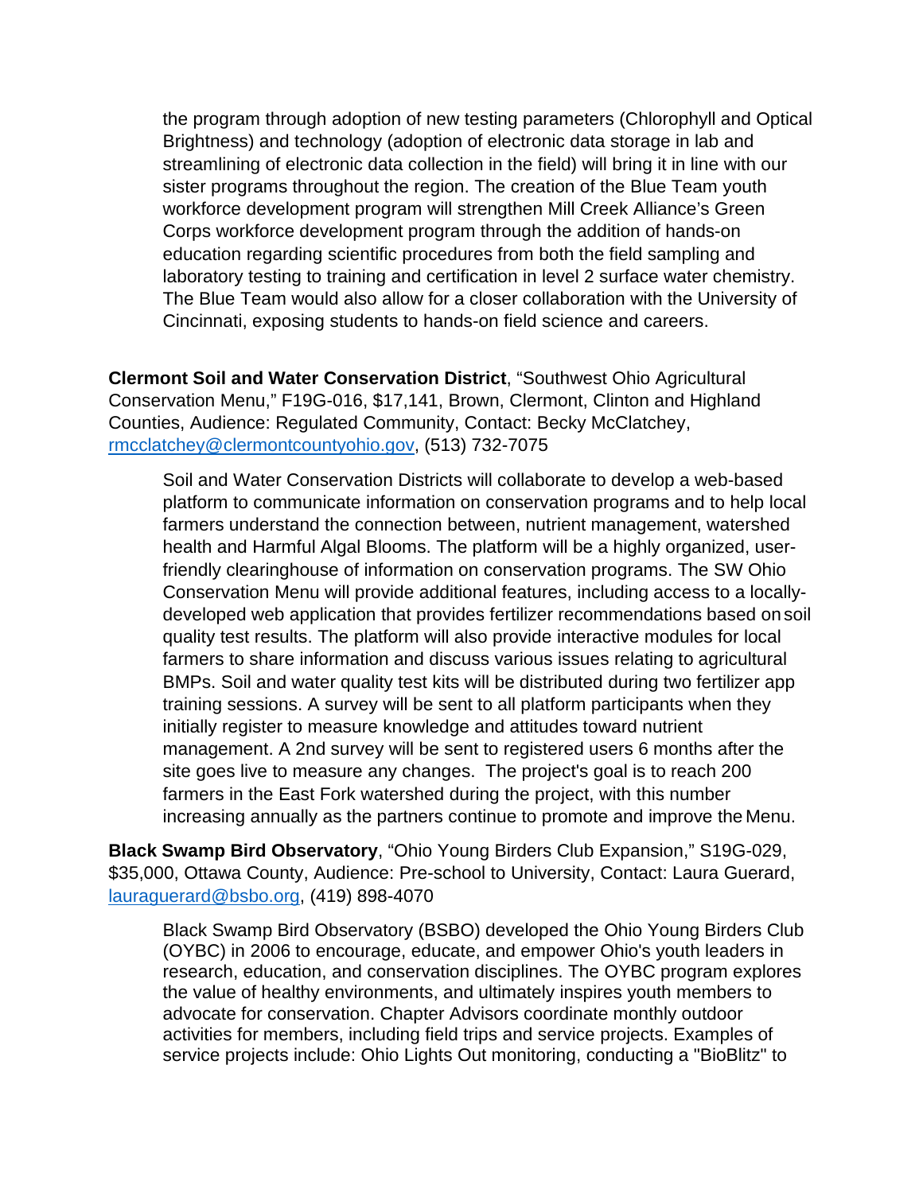the program through adoption of new testing parameters (Chlorophyll and Optical Brightness) and technology (adoption of electronic data storage in lab and streamlining of electronic data collection in the field) will bring it in line with our sister programs throughout the region. The creation of the Blue Team youth workforce development program will strengthen Mill Creek Alliance's Green Corps workforce development program through the addition of hands-on education regarding scientific procedures from both the field sampling and laboratory testing to training and certification in level 2 surface water chemistry. The Blue Team would also allow for a closer collaboration with the University of Cincinnati, exposing students to hands-on field science and careers.

**Clermont Soil and Water Conservation District**, "Southwest Ohio Agricultural Conservation Menu," F19G-016, $17,141, Brown, Clermont, Clinton and Highland Counties, Audience: Regulated Community, Contact: Becky McClatchey, rmcclatchey@clermontcountyohio.gov, (513) 732-7075

Soil and Water Conservation Districts will collaborate to develop a web-based platform to communicate information on conservation programs and to help local farmers understand the connection between, nutrient management, watershed health and Harmful Algal Blooms. The platform will be a highly organized, user-friendly clearinghouse of information on conservation programs. The SW Ohio Conservation Menu will provide additional features, including access to a locally-developed web application that provides fertilizer recommendations based on soil quality test results. The platform will also provide interactive modules for local farmers to share information and discuss various issues relating to agricultural BMPs. Soil and water quality test kits will be distributed during two fertilizer app training sessions. A survey will be sent to all platform participants when they initially register to measure knowledge and attitudes toward nutrient management. A 2nd survey will be sent to registered users 6 months after the site goes live to measure any changes. The project's goal is to reach 200 farmers in the East Fork watershed during the project, with this number increasing annually as the partners continue to promote and improve the Menu.

**Black Swamp Bird Observatory**, "Ohio Young Birders Club Expansion," S19G-029, $35,000, Ottawa County, Audience: Pre-school to University, Contact: Laura Guerard, lauraguerard@bsbo.org, (419) 898-4070

Black Swamp Bird Observatory (BSBO) developed the Ohio Young Birders Club (OYBC) in 2006 to encourage, educate, and empower Ohio's youth leaders in research, education, and conservation disciplines. The OYBC program explores the value of healthy environments, and ultimately inspires youth members to advocate for conservation. Chapter Advisors coordinate monthly outdoor activities for members, including field trips and service projects. Examples of service projects include: Ohio Lights Out monitoring, conducting a "BioBlitz" to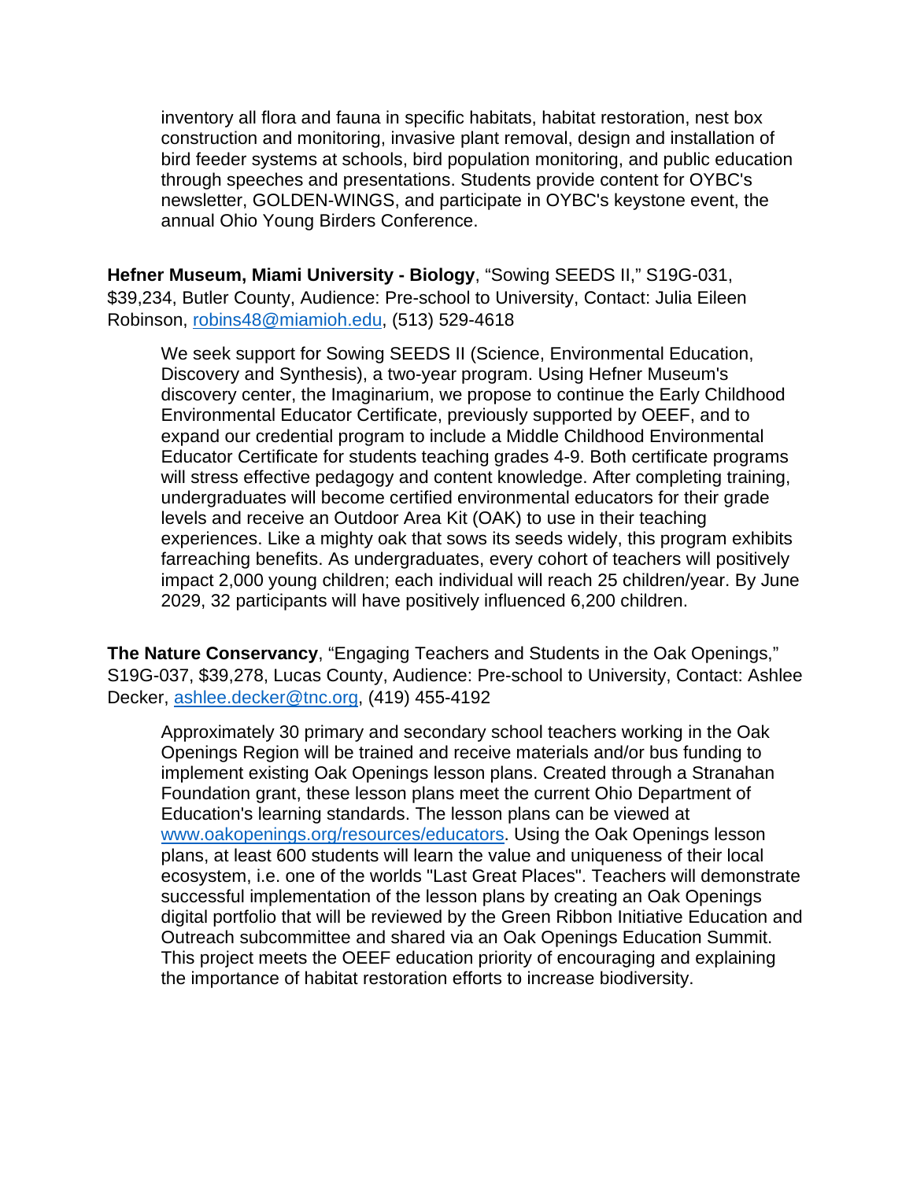inventory all flora and fauna in specific habitats, habitat restoration, nest box construction and monitoring, invasive plant removal, design and installation of bird feeder systems at schools, bird population monitoring, and public education through speeches and presentations. Students provide content for OYBC's newsletter, GOLDEN-WINGS, and participate in OYBC's keystone event, the annual Ohio Young Birders Conference.

**Hefner Museum, Miami University - Biology**, "Sowing SEEDS II," S19G-031, $39,234, Butler County, Audience: Pre-school to University, Contact: Julia Eileen Robinson, [robins48@miamioh.edu](mailto:robins48@miamioh.edu), (513) 529-4618

We seek support for Sowing SEEDS II (Science, Environmental Education, Discovery and Synthesis), a two-year program. Using Hefner Museum's discovery center, the Imaginarium, we propose to continue the Early Childhood Environmental Educator Certificate, previously supported by OEEF, and to expand our credential program to include a Middle Childhood Environmental Educator Certificate for students teaching grades 4-9. Both certificate programs will stress effective pedagogy and content knowledge. After completing training, undergraduates will become certified environmental educators for their grade levels and receive an Outdoor Area Kit (OAK) to use in their teaching experiences. Like a mighty oak that sows its seeds widely, this program exhibits farreaching benefits. As undergraduates, every cohort of teachers will positively impact 2,000 young children; each individual will reach 25 children/year. By June 2029, 32 participants will have positively influenced 6,200 children.

**The Nature Conservancy**, "Engaging Teachers and Students in the Oak Openings," S19G-037, $39,278, Lucas County, Audience: Pre-school to University, Contact: Ashlee Decker, [ashlee.decker@tnc.org](mailto:ashlee.decker@tnc.org), (419) 455-4192

Approximately 30 primary and secondary school teachers working in the Oak Openings Region will be trained and receive materials and/or bus funding to implement existing Oak Openings lesson plans. Created through a Stranahan Foundation grant, these lesson plans meet the current Ohio Department of Education's learning standards. The lesson plans can be viewed at [www.oakopenings.org/resources/educators](http://www.oakopenings.org/resources/educators). Using the Oak Openings lesson plans, at least 600 students will learn the value and uniqueness of their local ecosystem, i.e. one of the worlds "Last Great Places". Teachers will demonstrate successful implementation of the lesson plans by creating an Oak Openings digital portfolio that will be reviewed by the Green Ribbon Initiative Education and Outreach subcommittee and shared via an Oak Openings Education Summit. This project meets the OEEF education priority of encouraging and explaining the importance of habitat restoration efforts to increase biodiversity.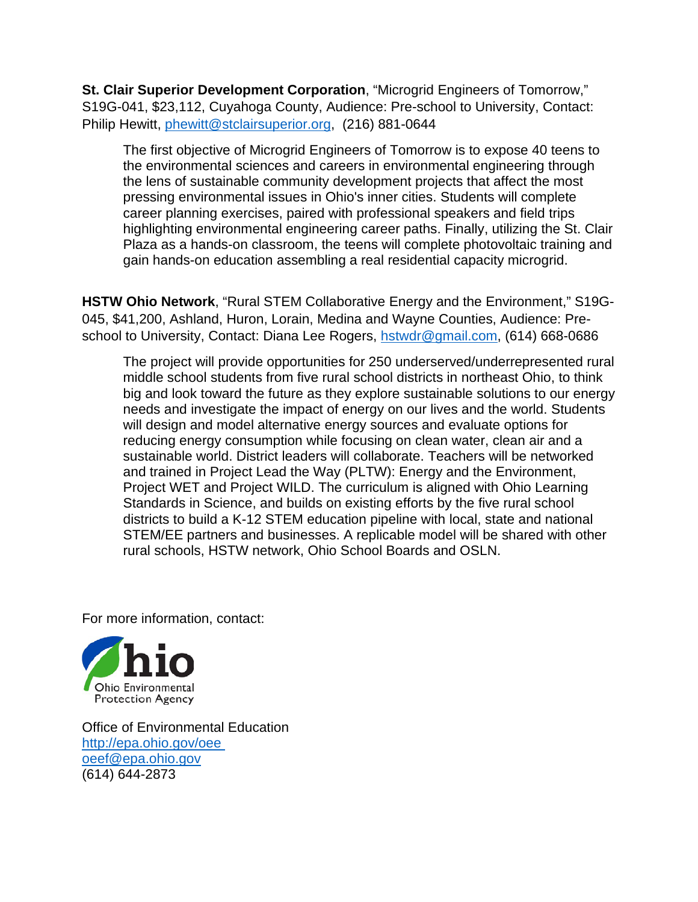**St. Clair Superior Development Corporation**, "Microgrid Engineers of Tomorrow," S19G-041, $23,112, Cuyahoga County, Audience: Pre-school to University, Contact: Philip Hewitt, phewitt@stclairsuperior.org, (216) 881-0644

> The first objective of Microgrid Engineers of Tomorrow is to expose 40 teens to the environmental sciences and careers in environmental engineering through the lens of sustainable community development projects that affect the most pressing environmental issues in Ohio's inner cities. Students will complete career planning exercises, paired with professional speakers and field trips highlighting environmental engineering career paths. Finally, utilizing the St. Clair Plaza as a hands-on classroom, the teens will complete photovoltaic training and gain hands-on education assembling a real residential capacity microgrid.

**HSTW Ohio Network**, "Rural STEM Collaborative Energy and the Environment," S19G-045, $41,200, Ashland, Huron, Lorain, Medina and Wayne Counties, Audience: Pre-school to University, Contact: Diana Lee Rogers, hstwdr@gmail.com, (614) 668-0686

> The project will provide opportunities for 250 underserved/underrepresented rural middle school students from five rural school districts in northeast Ohio, to think big and look toward the future as they explore sustainable solutions to our energy needs and investigate the impact of energy on our lives and the world. Students will design and model alternative energy sources and evaluate options for reducing energy consumption while focusing on clean water, clean air and a sustainable world. District leaders will collaborate. Teachers will be networked and trained in Project Lead the Way (PLTW): Energy and the Environment, Project WET and Project WILD. The curriculum is aligned with Ohio Learning Standards in Science, and builds on existing efforts by the five rural school districts to build a K-12 STEM education pipeline with local, state and national STEM/EE partners and businesses. A replicable model will be shared with other rural schools, HSTW network, Ohio School Boards and OSLN.

For more information, contact:

Ohio Environmental Protection Agency

Office of Environmental Education
http://epa.ohio.gov/oee
oeef@epa.ohio.gov
(614) 644-2873